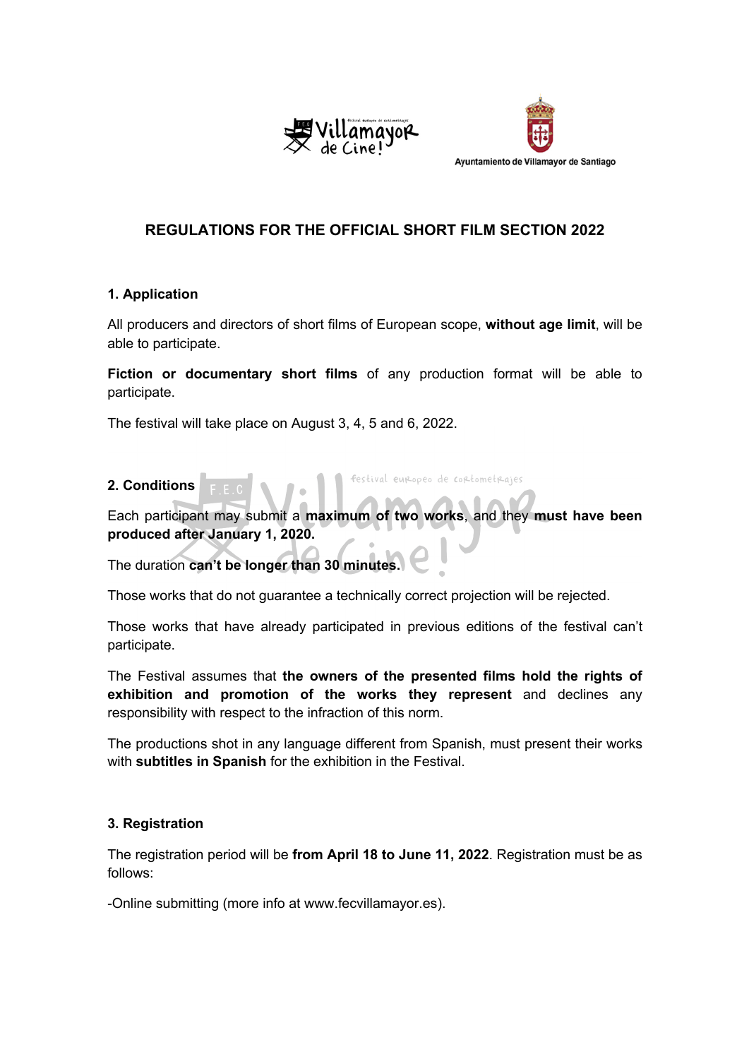Ayuntamiento de Villamayor de Santiago

## REGULATIONS FOR THE OFFICIAL SHORT FILM SECTION 2022

### 1. Application

All producers and directors of short films of European scope, **without age limit**, will be able to participate.

**Fiction or documentary short films** of any production format will be able to participate.

The festival will take place on August 3, 4, 5 and 6, 2022.

### 2. Conditions

Each participant may submit a **maximum of two works**, and they **must have been produced after January 1, 2020.**

The duration **can't be longer than 30 minutes.**

Those works that do not guarantee a technically correct projection will be rejected.

Those works that have already participated in previous editions of the festival can't participate.

The Festival assumes that **the owners of the presented films hold the rights of exhibition and promotion of the works they represent** and declines any responsibility with respect to the infraction of this norm.

The productions shot in any language different from Spanish, must present their works with **subtitles in Spanish** for the exhibition in the Festival.

### 3. Registration

The registration period will be **from April 18 to June 11, 2022**. Registration must be as follows:

-Online submitting (more info at www.fecvillamayor.es).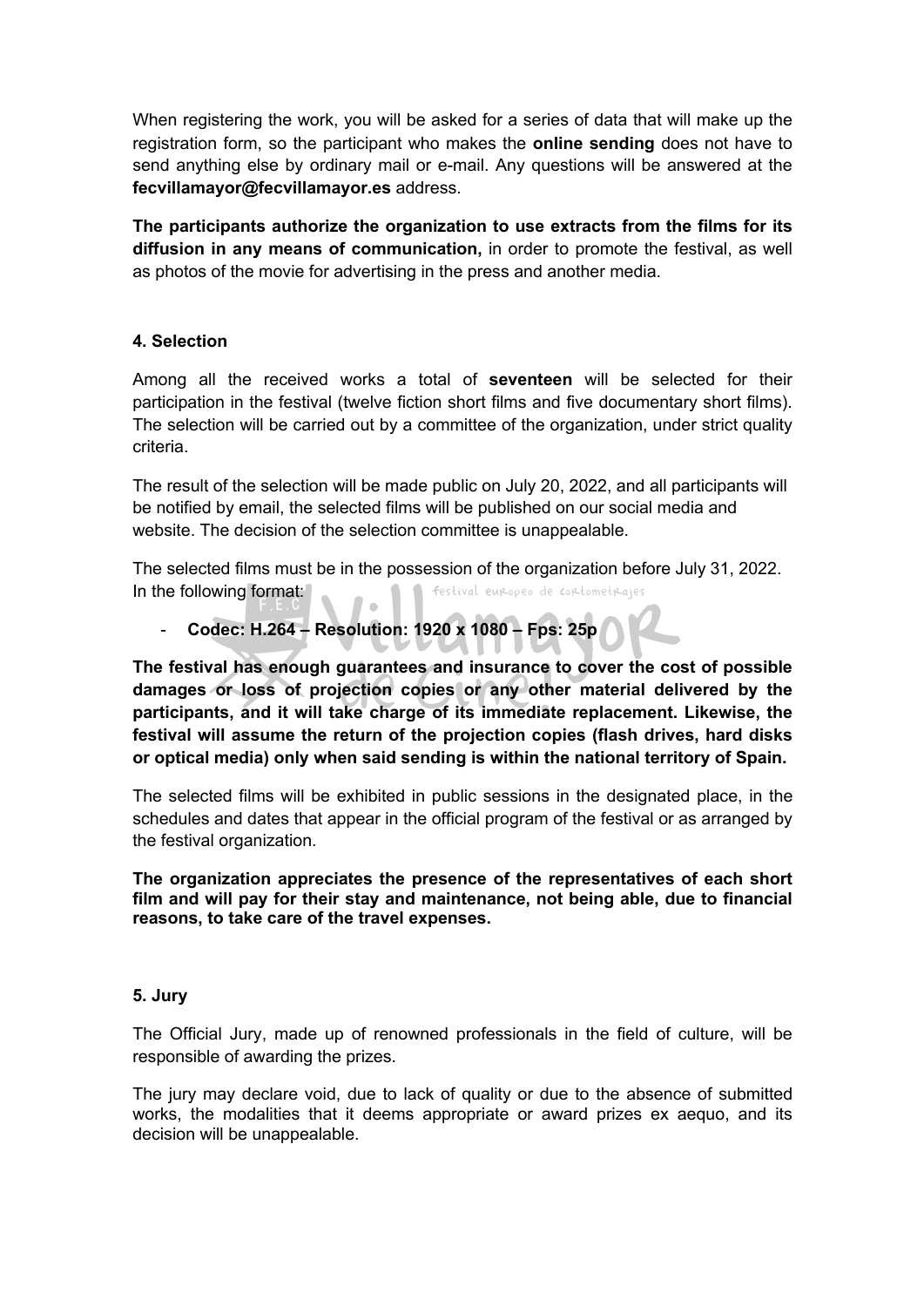When registering the work, you will be asked for a series of data that will make up the registration form, so the participant who makes the **online sending** does not have to send anything else by ordinary mail or e-mail. Any questions will be answered at the **fecvillamayor@fecvillamayor.es** address.

**The participants authorize the organization to use extracts from the films for its diffusion in any means of communication,** in order to promote the festival, as well as photos of the movie for advertising in the press and another media.

## 4. Selection

Among all the received works a total of **seventeen** will be selected for their participation in the festival (twelve fiction short films and five documentary short films). The selection will be carried out by a committee of the organization, under strict quality criteria.

The result of the selection will be made public on July 20, 2022, and all participants will be notified by email, the selected films will be published on our social media and website. The decision of the selection committee is unappealable.

The selected films must be in the possession of the organization before July 31, 2022. In the following format:

- **Codec: H.264 – Resolution: 1920 x 1080 – Fps: 25p**

**The festival has enough guarantees and insurance to cover the cost of possible damages or loss of projection copies or any other material delivered by the participants, and it will take charge of its immediate replacement. Likewise, the festival will assume the return of the projection copies (flash drives, hard disks or optical media) only when said sending is within the national territory of Spain.**

The selected films will be exhibited in public sessions in the designated place, in the schedules and dates that appear in the official program of the festival or as arranged by the festival organization.

**The organization appreciates the presence of the representatives of each short film and will pay for their stay and maintenance, not being able, due to financial reasons, to take care of the travel expenses.**

## 5. Jury

The Official Jury, made up of renowned professionals in the field of culture, will be responsible of awarding the prizes.

The jury may declare void, due to lack of quality or due to the absence of submitted works, the modalities that it deems appropriate or award prizes ex aequo, and its decision will be unappealable.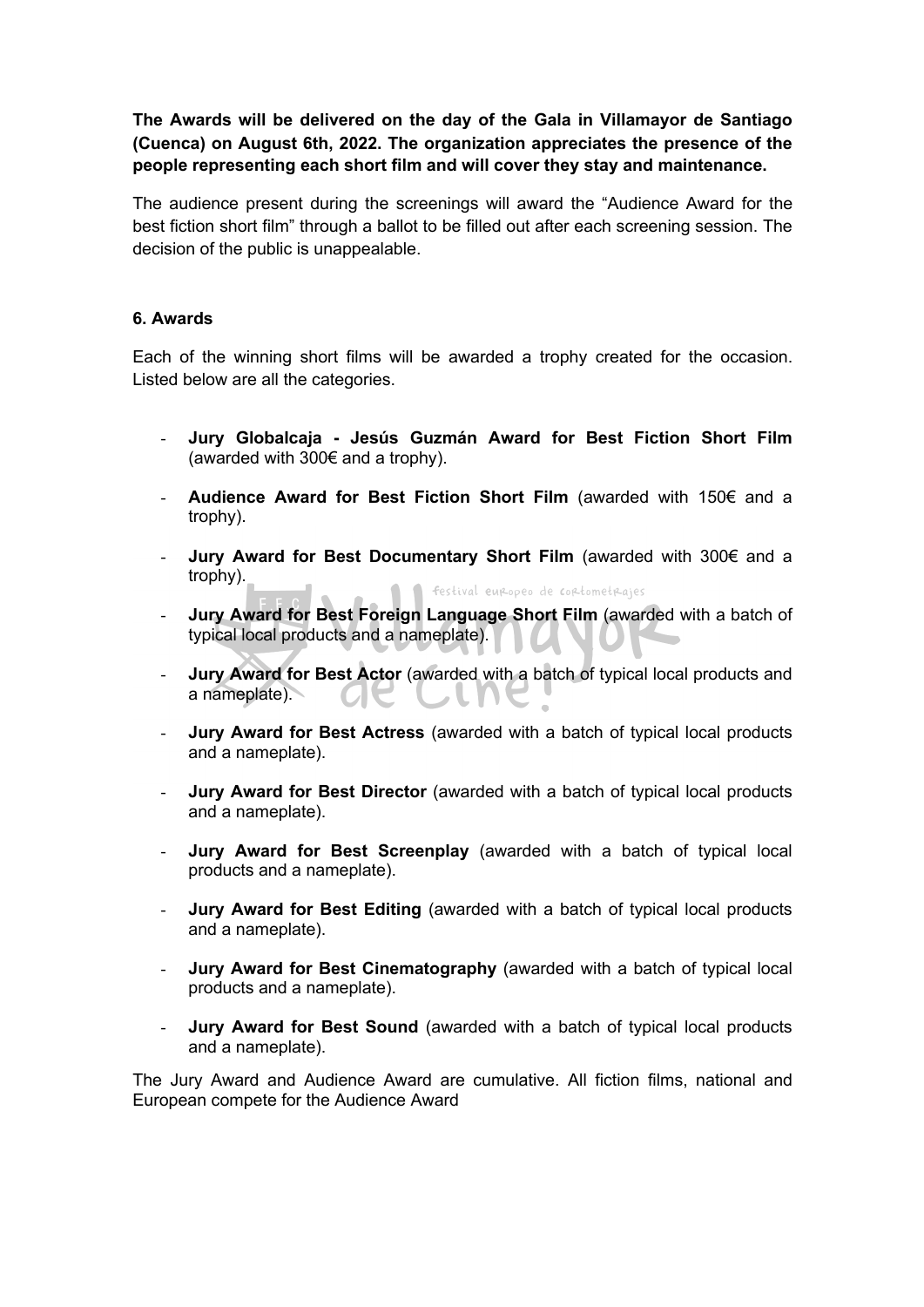**The Awards will be delivered on the day of the Gala in Villamayor de Santiago (Cuenca) on August 6th, 2022. The organization appreciates the presence of the people representing each short film and will cover they stay and maintenance.**

The audience present during the screenings will award the “Audience Award for the best fiction short film” through a ballot to be filled out after each screening session. The decision of the public is unappealable.

### 6. Awards

Each of the winning short films will be awarded a trophy created for the occasion. Listed below are all the categories.

- **Jury Globalcaja - Jesús Guzmán Award for Best Fiction Short Film** (awarded with 300€ and a trophy).
- **Audience Award for Best Fiction Short Film** (awarded with 150€ and a trophy).
- **Jury Award for Best Documentary Short Film** (awarded with 300€ and a trophy).
- **Jury Award for Best Foreign Language Short Film** (awarded with a batch of typical local products and a nameplate).
- **Jury Award for Best Actor** (awarded with a batch of typical local products and a nameplate).
- **Jury Award for Best Actress** (awarded with a batch of typical local products and a nameplate).
- **Jury Award for Best Director** (awarded with a batch of typical local products and a nameplate).
- **Jury Award for Best Screenplay** (awarded with a batch of typical local products and a nameplate).
- **Jury Award for Best Editing** (awarded with a batch of typical local products and a nameplate).
- **Jury Award for Best Cinematography** (awarded with a batch of typical local products and a nameplate).
- **Jury Award for Best Sound** (awarded with a batch of typical local products and a nameplate).

The Jury Award and Audience Award are cumulative. All fiction films, national and European compete for the Audience Award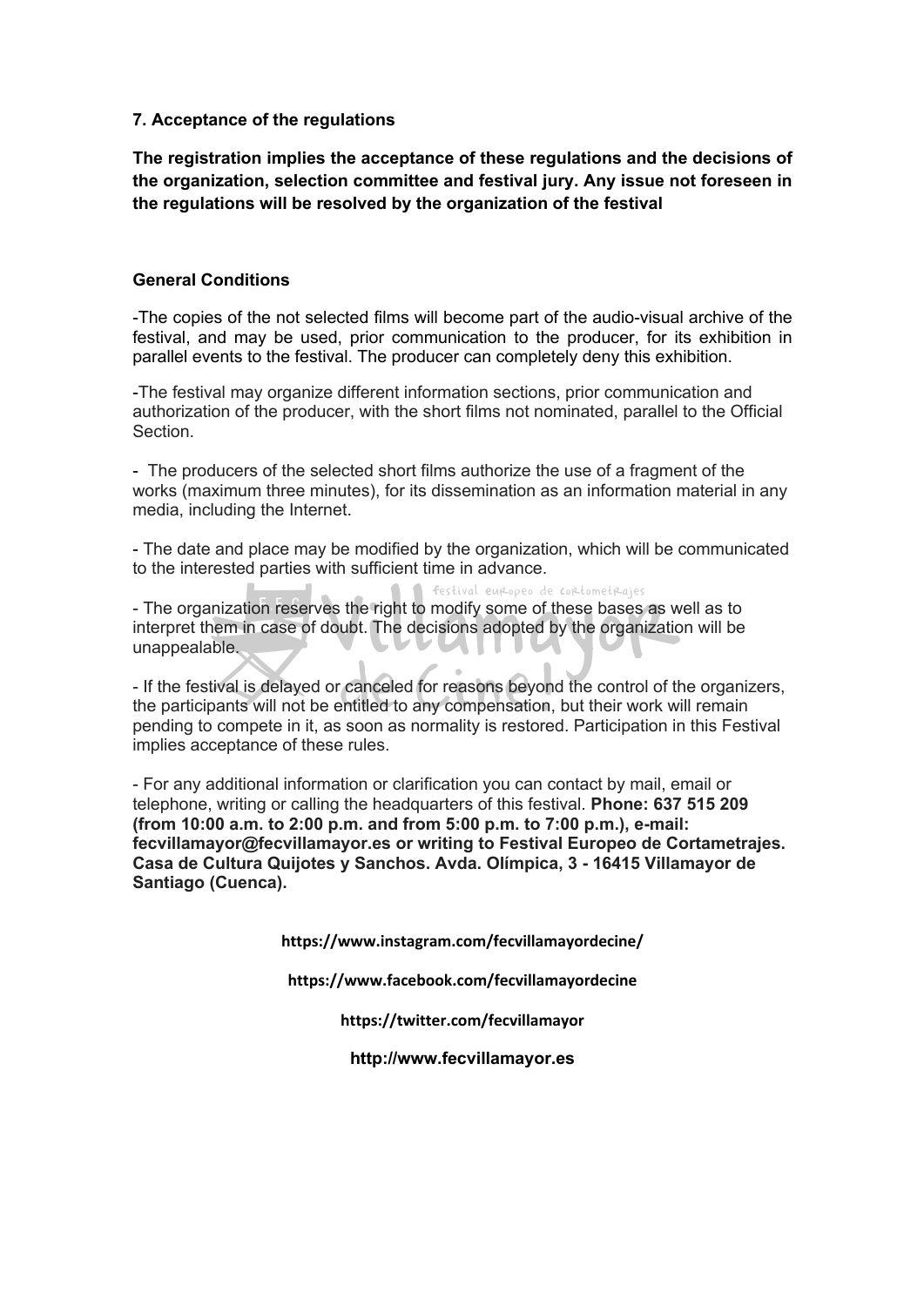## 7. Acceptance of the regulations

**The registration implies the acceptance of these regulations and the decisions of the organization, selection committee and festival jury. Any issue not foreseen in the regulations will be resolved by the organization of the festival**

### General Conditions

-The copies of the not selected films will become part of the audio-visual archive of the festival, and may be used, prior communication to the producer, for its exhibition in parallel events to the festival. The producer can completely deny this exhibition.

-The festival may organize different information sections, prior communication and authorization of the producer, with the short films not nominated, parallel to the Official Section.

- The producers of the selected short films authorize the use of a fragment of the works (maximum three minutes), for its dissemination as an information material in any media, including the Internet.

- The date and place may be modified by the organization, which will be communicated to the interested parties with sufficient time in advance.

- The organization reserves the right to modify some of these bases as well as to interpret them in case of doubt. The decisions adopted by the organization will be unappealable.

- If the festival is delayed or canceled for reasons beyond the control of the organizers, the participants will not be entitled to any compensation, but their work will remain pending to compete in it, as soon as normality is restored. Participation in this Festival implies acceptance of these rules.

- For any additional information or clarification you can contact by mail, email or telephone, writing or calling the headquarters of this festival. **Phone: 637 515 209 (from 10:00 a.m. to 2:00 p.m. and from 5:00 p.m. to 7:00 p.m.), e-mail: fecvillamayor@fecvillamayor.es or writing to Festival Europeo de Cortametrajes. Casa de Cultura Quijotes y Sanchos. Avda. Olímpica, 3 - 16415 Villamayor de Santiago (Cuenca).**

**https://www.instagram.com/fecvillamayordecine/**

**https://www.facebook.com/fecvillamayordecine**

**https://twitter.com/fecvillamayor**

**http://www.fecvillamayor.es**